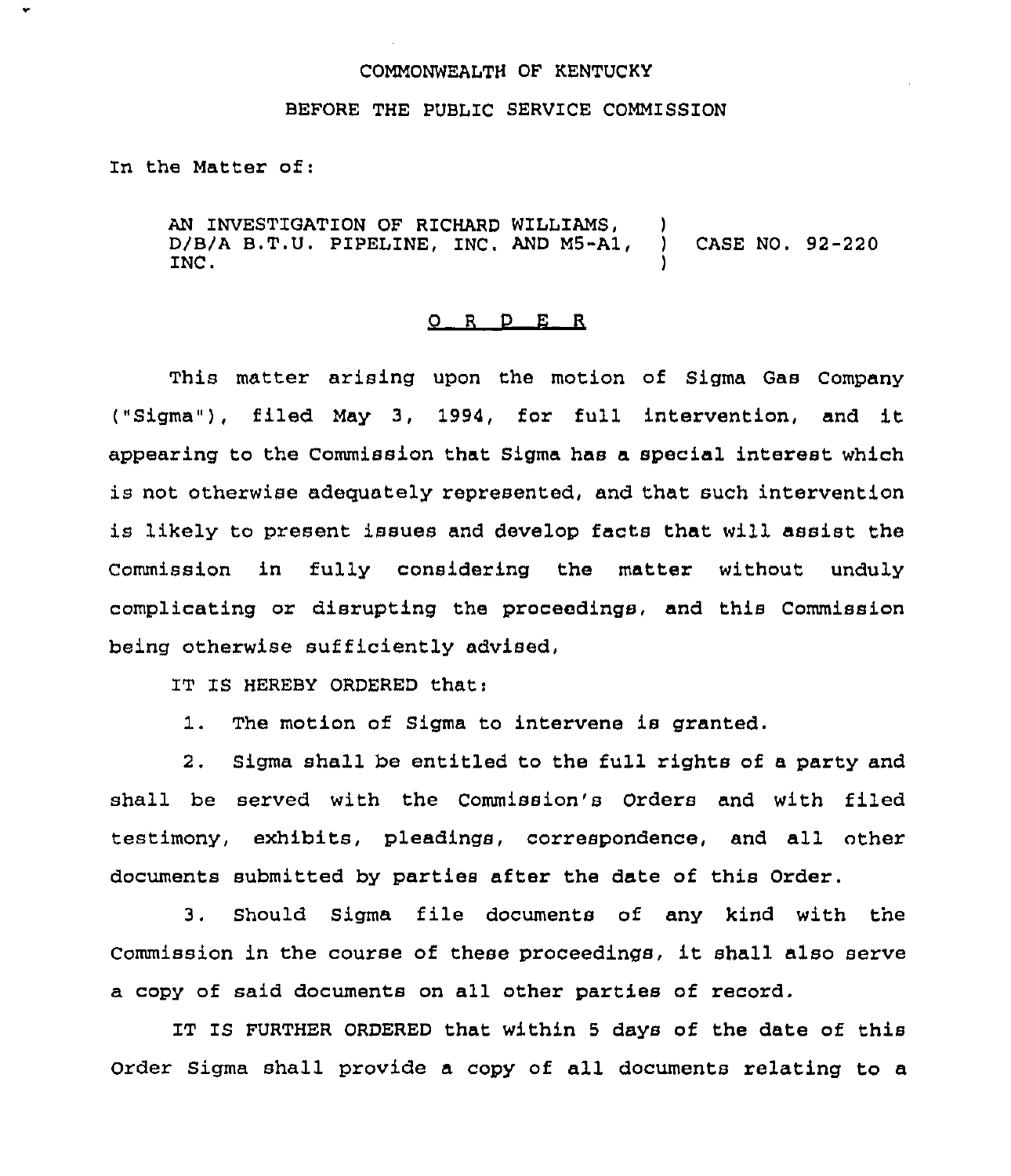COMMONWEALTH OF KENTUCKY

BEFORE THE PUBLIC SERVICE COMMISSION

In the Matter of:

AN INVESTIGATION OF RICHARD WILLIAMS, D/B/A B.T.U. PIPELINE, INC. AND M5-A1, INC. ) CASE NO. 92-220

O R D E R

This matter arising upon the motion of Sigma Gas Company ("Sigma"), filed May 3, 1994, for full intervention, and it appearing to the Commission that Sigma has a special interest which is not otherwise adequately represented, and that such intervention is likely to present issues and develop facts that will assist the Commission in fully considering the matter without unduly complicating or disrupting the proceedings, and this Commission being otherwise sufficiently advised,

IT IS HEREBY ORDERED that:

1. The motion of Sigma to intervene is granted.

2. Sigma shall be entitled to the full rights of a party and shall be served with the Commission's Orders and with filed testimony, exhibits, pleadings, correspondence, and all other documents submitted by parties after the date of this Order.

3. Should Sigma file documents of any kind with the Commission in the course of these proceedings, it shall also serve a copy of said documents on all other parties of record.

IT IS FURTHER ORDERED that within 5 days of the date of this Order Sigma shall provide a copy of all documents relating to a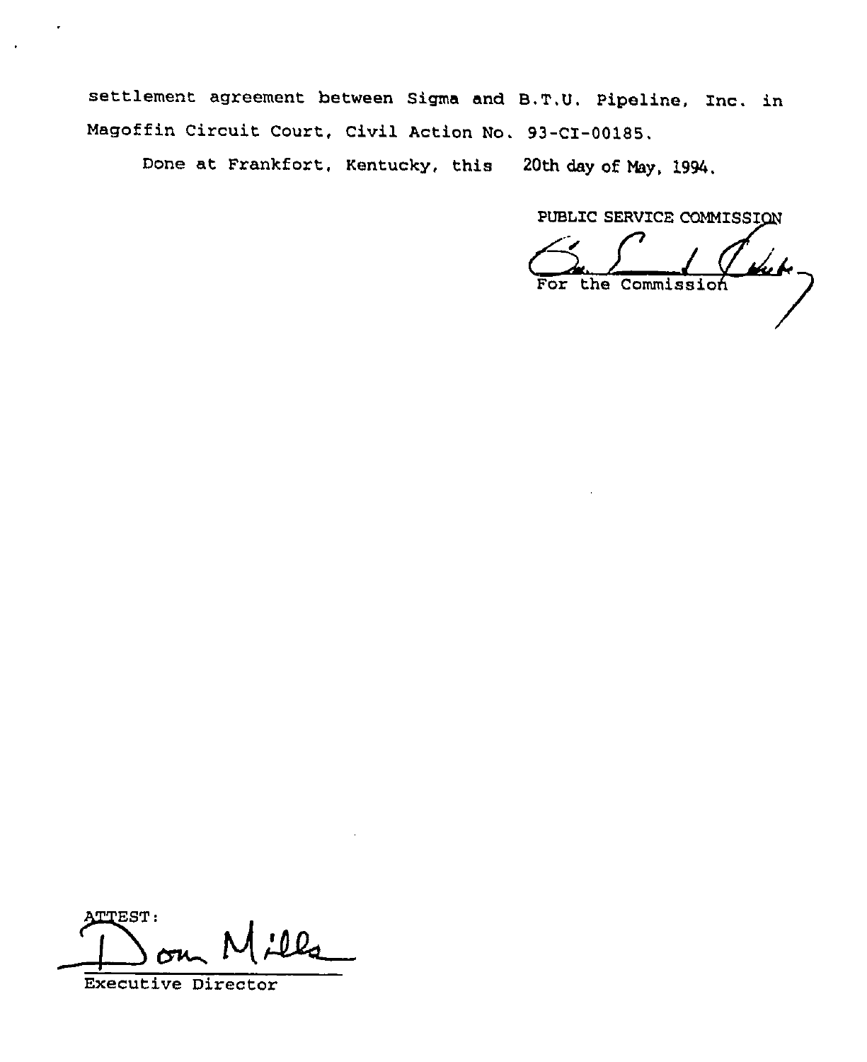settlement agreement between Sigma and B.T.U. Pipeline, Inc. in Magoffin Circuit Court, Civil Action No. 93-CI-00185.

Done at Frankfort, Kentucky, this 20th day of May, 1994.

PUBLIC SERVICE COMMISSION

For the Commission

ATTEST:

Executive Director